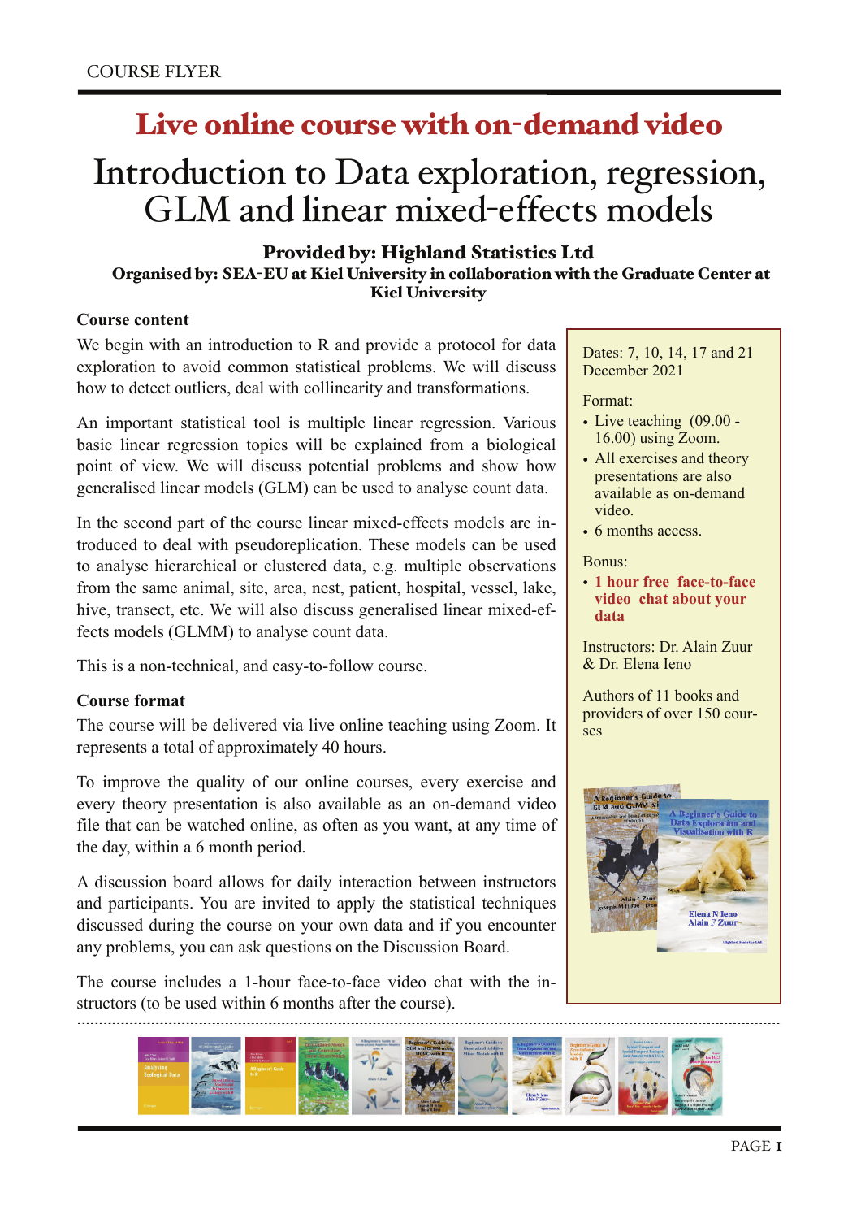COURSE FLYER

## Live online course with on-demand video

# Introduction to Data exploration, regression, GLM and linear mixed-effects models

**Provided by: Highland Statistics Ltd**

**Organised by: SEA-EU at Kiel University in collaboration with the Graduate Center at Kiel University**

### Course content

We begin with an introduction to R and provide a protocol for data exploration to avoid common statistical problems. We will discuss how to detect outliers, deal with collinearity and transformations.

An important statistical tool is multiple linear regression. Various basic linear regression topics will be explained from a biological point of view. We will discuss potential problems and show how generalised linear models (GLM) can be used to analyse count data.

In the second part of the course linear mixed-effects models are introduced to deal with pseudoreplication. These models can be used to analyse hierarchical or clustered data, e.g. multiple observations from the same animal, site, area, nest, patient, hospital, vessel, lake, hive, transect, etc. We will also discuss generalised linear mixed-effects models (GLMM) to analyse count data.

This is a non-technical, and easy-to-follow course.

### Course format

The course will be delivered via live online teaching using Zoom. It represents a total of approximately 40 hours.

To improve the quality of our online courses, every exercise and every theory presentation is also available as an on-demand video file that can be watched online, as often as you want, at any time of the day, within a 6 month period.

A discussion board allows for daily interaction between instructors and participants. You are invited to apply the statistical techniques discussed during the course on your own data and if you encounter any problems, you can ask questions on the Discussion Board.

The course includes a 1-hour face-to-face video chat with the instructors (to be used within 6 months after the course).

Dates: 7, 10, 14, 17 and 21 December 2021

Format:

- Live teaching (09.00 - 16.00) using Zoom.
- All exercises and theory presentations are also available as on-demand video.
- 6 months access.

Bonus:

- **1 hour free face-to-face video chat about your data**

Instructors: Dr. Alain Zuur & Dr. Elena Ieno

Authors of 11 books and providers of over 150 courses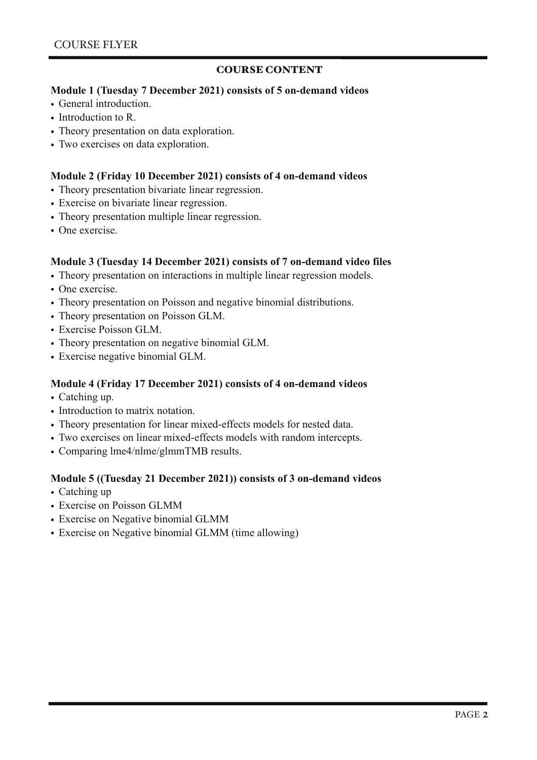## COURSE CONTENT

**Module 1 (Tuesday 7 December 2021) consists of 5 on-demand videos**

- General introduction.
- Introduction to R.
- Theory presentation on data exploration.
- Two exercises on data exploration.

**Module 2 (Friday 10 December 2021) consists of 4 on-demand videos**

- Theory presentation bivariate linear regression.
- Exercise on bivariate linear regression.
- Theory presentation multiple linear regression.
- One exercise.

**Module 3 (Tuesday 14 December 2021) consists of 7 on-demand video files**

- Theory presentation on interactions in multiple linear regression models.
- One exercise.
- Theory presentation on Poisson and negative binomial distributions.
- Theory presentation on Poisson GLM.
- Exercise Poisson GLM.
- Theory presentation on negative binomial GLM.
- Exercise negative binomial GLM.

**Module 4 (Friday 17 December 2021) consists of 4 on-demand videos**

- Catching up.
- Introduction to matrix notation.
- Theory presentation for linear mixed-effects models for nested data.
- Two exercises on linear mixed-effects models with random intercepts.
- Comparing lme4/nlme/glmmTMB results.

**Module 5 ((Tuesday 21 December 2021)) consists of 3 on-demand videos**

- Catching up
- Exercise on Poisson GLMM
- Exercise on Negative binomial GLMM
- Exercise on Negative binomial GLMM (time allowing)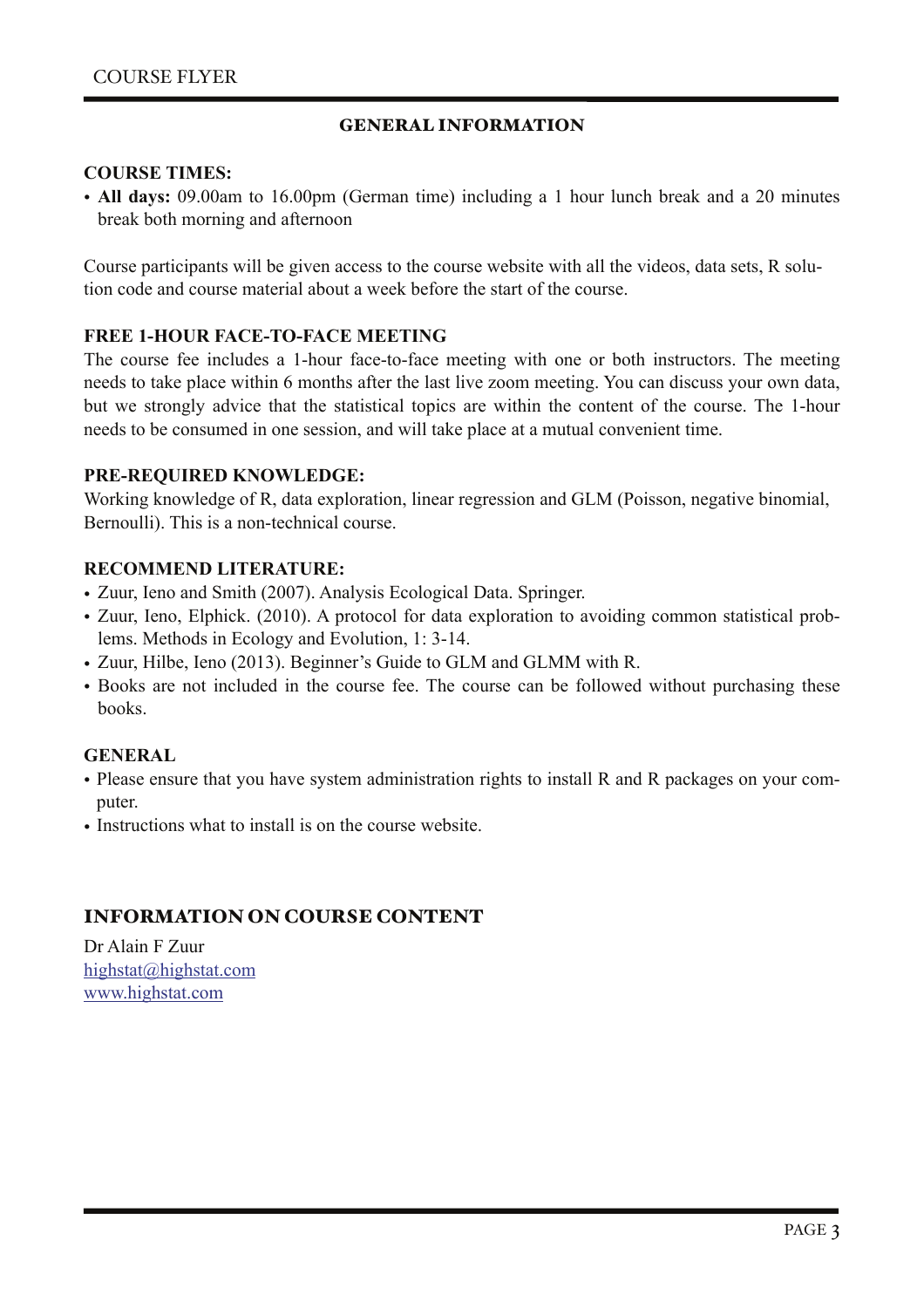## GENERAL INFORMATION

### COURSE TIMES:

- **All days:** 09.00am to 16.00pm (German time) including a 1 hour lunch break and a 20 minutes break both morning and afternoon

Course participants will be given access to the course website with all the videos, data sets, R solution code and course material about a week before the start of the course.

### FREE 1-HOUR FACE-TO-FACE MEETING

The course fee includes a 1-hour face-to-face meeting with one or both instructors. The meeting needs to take place within 6 months after the last live zoom meeting. You can discuss your own data, but we strongly advice that the statistical topics are within the content of the course. The 1-hour needs to be consumed in one session, and will take place at a mutual convenient time.

### PRE-REQUIRED KNOWLEDGE:

Working knowledge of R, data exploration, linear regression and GLM (Poisson, negative binomial, Bernoulli). This is a non-technical course.

### RECOMMEND LITERATURE:

- Zuur, Ieno and Smith (2007). Analysis Ecological Data. Springer.
- Zuur, Ieno, Elphick. (2010). A protocol for data exploration to avoiding common statistical problems. Methods in Ecology and Evolution, 1: 3-14.
- Zuur, Hilbe, Ieno (2013). Beginner's Guide to GLM and GLMM with R.
- Books are not included in the course fee. The course can be followed without purchasing these books.

### GENERAL

- Please ensure that you have system administration rights to install R and R packages on your computer.
- Instructions what to install is on the course website.

## INFORMATION ON COURSE CONTENT

Dr Alain F Zuur
highstat@highstat.com
www.highstat.com